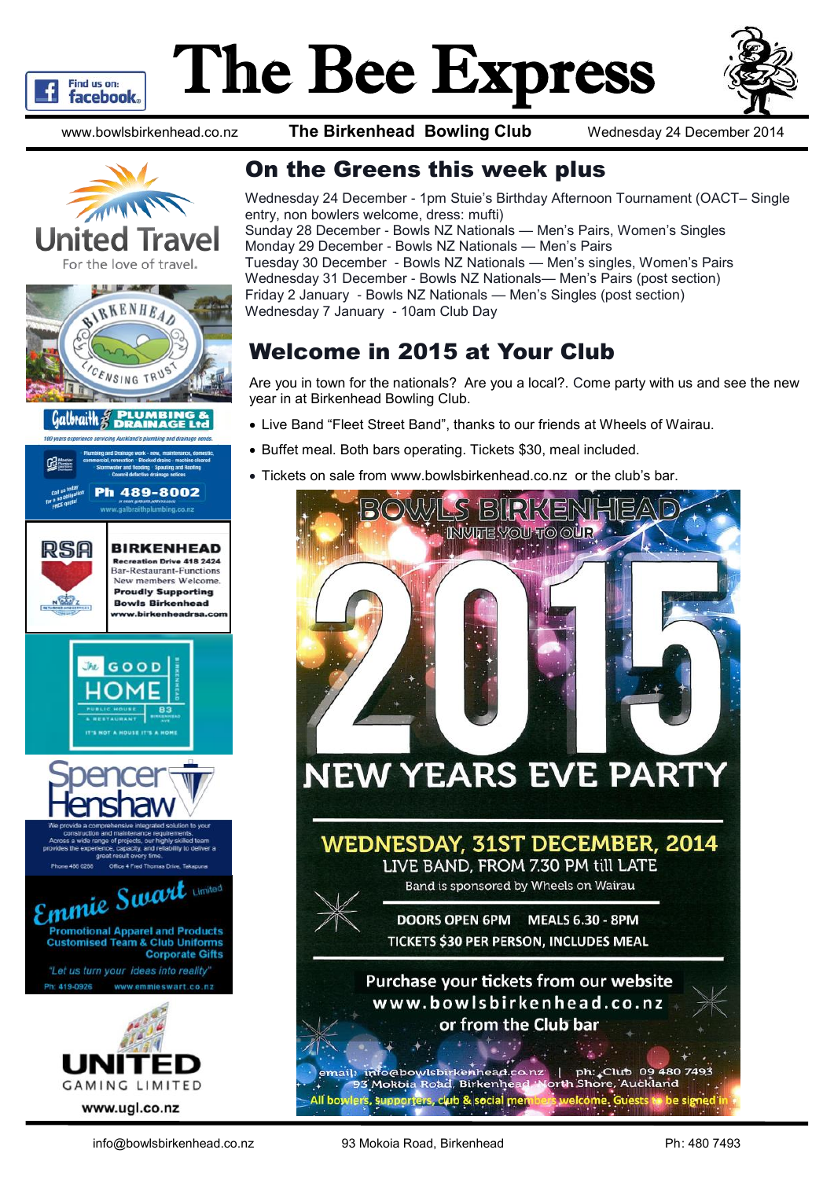# The Bee Express

www.bowlsbirkenhead.co.nz | **The Birkenhead Bowling Club** | Wednesday 24 December 2014

## On the Greens this week plus

Wednesday 24 December - 1pm Stuie's Birthday Afternoon Tournament (OACT– Single entry, non bowlers welcome, dress: mufti)
Sunday 28 December - Bowls NZ Nationals — Men's Pairs, Women's Singles
Monday 29 December - Bowls NZ Nationals — Men's Pairs
Tuesday 30 December - Bowls NZ Nationals — Men's singles, Women's Pairs
Wednesday 31 December - Bowls NZ Nationals— Men's Pairs (post section)
Friday 2 January - Bowls NZ Nationals — Men's Singles (post section)
Wednesday 7 January - 10am Club Day

## Welcome in 2015 at Your Club

Are you in town for the nationals? Are you a local?. Come party with us and see the new year in at Birkenhead Bowling Club.

- Live Band "Fleet Street Band", thanks to our friends at Wheels of Wairau.
- Buffet meal. Both bars operating. Tickets $30, meal included.
- Tickets on sale from www.bowlsbirkenhead.co.nz or the club's bar.

BOWLS BIRKENHEAD INVITE YOU TO OUR

2015

NEW YEARS EVE PARTY

WEDNESDAY, 31ST DECEMBER, 2014
LIVE BAND, FROM 7.30 PM till LATE
Band is sponsored by Wheels on Wairau

DOORS OPEN 6PM MEALS 6.30 - 8PM
TICKETS $30 PER PERSON, INCLUDES MEAL

Purchase your tickets from our website
www.bowlsbirkenhead.co.nz
or from the Club bar

email: info@bowlsbirkenhead.co.nz | ph: Club 09 480 7493
93 Mokoia Road, Birkenhead North Shore, Auckland
All bowlers, supporters, club & social members welcome. Guests to be signed in

---

United Travel — For the love of travel.

Birkenhead Licensing Trust

Galbraith Plumbing & Drainage Ltd — 100 years experience servicing Auckland's plumbing and drainage needs. Plumbing and Drainage work - new, maintenance, domestic, commercial, renovation · Blocked drains · machine cleared · Stormwater and flooding · Spouting and Roofing · Council defective drainage notices. Call us today for a no obligation FREE quote. Ph 489-8002. www.galbraithplumbing.co.nz

RSA BIRKENHEAD — Recreation Drive 418 2424. Bar-Restaurant-Functions. New members Welcome. Proudly Supporting Bowls Birkenhead. www.birkenheadrsa.com

The Good Home — Public House & Restaurant — 83 Birkenhead Ave — It's not a house it's a home

Spencer Henshaw — We provide a comprehensive integrated solution to your construction and maintenance requirements. Across a wide range of projects, our highly skilled team provides the experience, capacity, and reliability to deliver a great result every time. Phone 456 0286 Office 4 Fred Thomas Drive, Takapuna

Emmie Swart Limited — Promotional Apparel and Products. Customised Team & Club Uniforms. Corporate Gifts. "Let us turn your ideas into reality". Ph: 419-0926 www.emmieswart.co.nz

United Gaming Limited — www.ugl.co.nz

---

info@bowlsbirkenhead.co.nz | 93 Mokoia Road, Birkenhead | Ph: 480 7493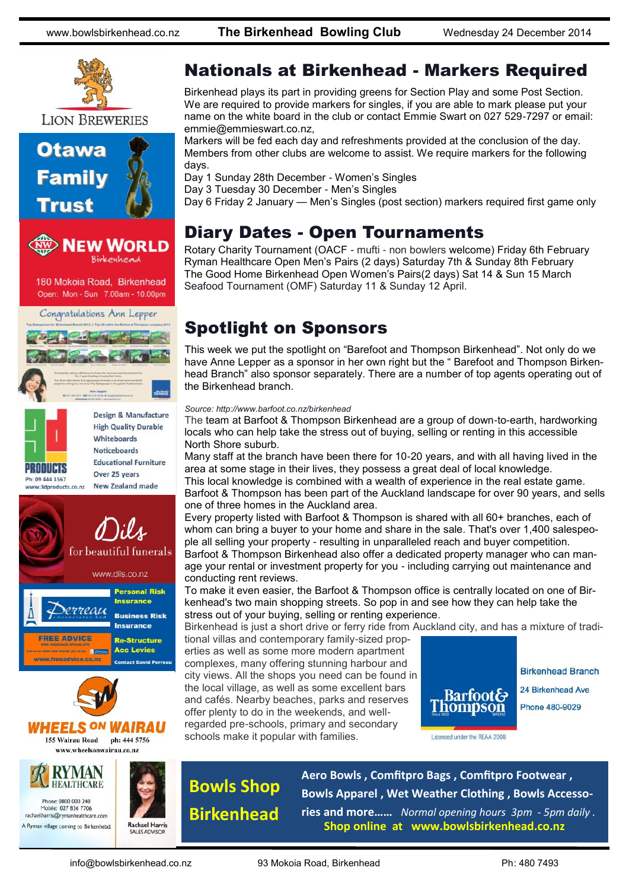## Nationals at Birkenhead - Markers Required

Birkenhead plays its part in providing greens for Section Play and some Post Section. We are required to provide markers for singles, if you are able to mark please put your name on the white board in the club or contact Emmie Swart on 027 529-7297 or email: emmie@emmieswart.co.nz,

Markers will be fed each day and refreshments provided at the conclusion of the day. Members from other clubs are welcome to assist. We require markers for the following days.

Day 1 Sunday 28th December - Women's Singles
Day 3 Tuesday 30 December - Men's Singles
Day 6 Friday 2 January — Men's Singles (post section) markers required first game only

## Diary Dates - Open Tournaments

Rotary Charity Tournament (OACF - mufti - non bowlers welcome) Friday 6th February
Ryman Healthcare Open Men's Pairs (2 days) Saturday 7th & Sunday 8th February
The Good Home Birkenhead Open Women's Pairs(2 days) Sat 14 & Sun 15 March
Seafood Tournament (OMF) Saturday 11 & Sunday 12 April.

## Spotlight on Sponsors

This week we put the spotlight on "Barefoot and Thompson Birkenhead". Not only do we have Anne Lepper as a sponsor in her own right but the " Barefoot and Thompson Birkenhead Branch" also sponsor separately. There are a number of top agents operating out of the Birkenhead branch.

*Source: http://www.barfoot.co.nz/birkenhead*

The team at Barfoot & Thompson Birkenhead are a group of down-to-earth, hardworking locals who can help take the stress out of buying, selling or renting in this accessible North Shore suburb.

Many staff at the branch have been there for 10-20 years, and with all having lived in the area at some stage in their lives, they possess a great deal of local knowledge.

This local knowledge is combined with a wealth of experience in the real estate game. Barfoot & Thompson has been part of the Auckland landscape for over 90 years, and sells one of three homes in the Auckland area.

Every property listed with Barfoot & Thompson is shared with all 60+ branches, each of whom can bring a buyer to your home and share in the sale. That's over 1,400 salespeople all selling your property - resulting in unparalleled reach and buyer competition.

Barfoot & Thompson Birkenhead also offer a dedicated property manager who can manage your rental or investment property for you - including carrying out maintenance and conducting rent reviews.

To make it even easier, the Barfoot & Thompson office is centrally located on one of Birkenhead's two main shopping streets. So pop in and see how they can help take the stress out of your buying, selling or renting experience.

Birkenhead is just a short drive or ferry ride from Auckland city, and has a mixture of traditional villas and contemporary family-sized properties as well as some more modern apartment complexes, many offering stunning harbour and city views. All the shops you need can be found in the local village, as well as some excellent bars and cafés. Nearby beaches, parks and reserves offer plenty to do in the weekends, and well-regarded pre-schools, primary and secondary schools make it popular with families.

Barfoot & Thompson
Birkenhead Branch
24 Birkenhead Ave
Phone 480-9029
Licensed under the REAA 2008

Lion Breweries

Otawa Family Trust

New World Birkenhead
180 Mokoia Road, Birkenhead
Open: Mon - Sun 7.00am - 10.00pm

Congratulations Ann Lepper

3d Products
Design & Manufacture
High Quality Durable
Whiteboards
Noticeboards
Educational Furniture
Over 25 years
New Zealand made
Ph: 09 444 1567
www.3dproducts.co.nz

Dils for beautiful funerals
www.dils.co.nz

Perreau Associates Ltd
Personal Risk Insurance
Business Risk Insurance
Re-Structure Acc Levies
FREE ADVICE
www.freeadvice.co.nz
Contact David Perreau

Wheels on Wairau
155 Wairau Road ph: 444 5756
www.wheelsonwairau.co.nz

Ryman Healthcare
Phone: 0800 000 240
Mobile: 027 836 7706
rachaelharris@rymanhealthcare.com
A Ryman village coming to Birkenhead.
Rachael Harris
SALES ADVISOR

**Bowls Shop Birkenhead**

**Aero Bowls , Comfitpro Bags , Comfitpro Footwear , Bowls Apparel , Wet Weather Clothing , Bowls Accessories and more……** *Normal opening hours 3pm - 5pm daily .*
**Shop online at www.bowlsbirkenhead.co.nz**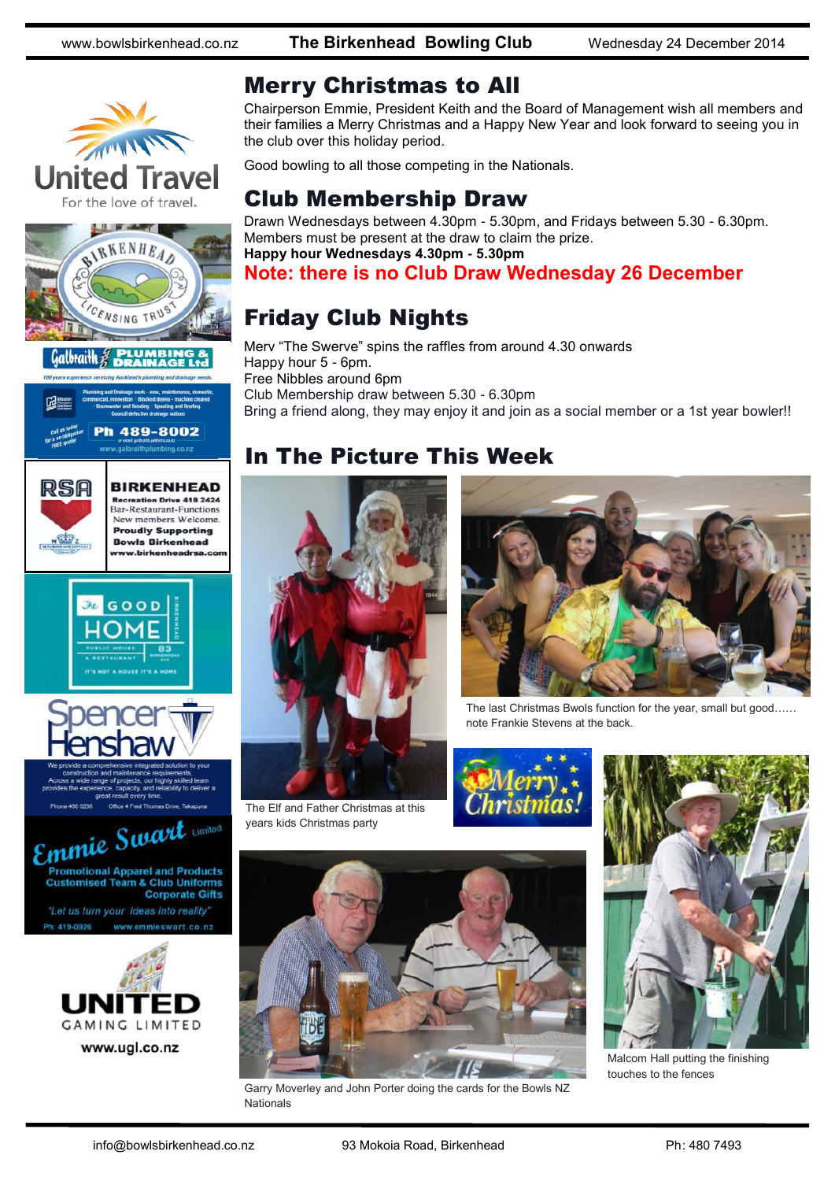# Merry Christmas to All

Chairperson Emmie, President Keith and the Board of Management wish all members and their families a Merry Christmas and a Happy New Year and look forward to seeing you in the club over this holiday period.

Good bowling to all those competing in the Nationals.

# Club Membership Draw

Drawn Wednesdays between 4.30pm - 5.30pm, and Fridays between 5.30 - 6.30pm.
Members must be present at the draw to claim the prize.
**Happy hour Wednesdays 4.30pm - 5.30pm**

**Note: there is no Club Draw Wednesday 26 December**

# Friday Club Nights

Merv "The Swerve" spins the raffles from around 4.30 onwards
Happy hour 5 - 6pm.
Free Nibbles around 6pm
Club Membership draw between 5.30 - 6.30pm
Bring a friend along, they may enjoy it and join as a social member or a 1st year bowler!!

# In The Picture This Week

The Elf and Father Christmas at this years kids Christmas party

The last Christmas Bwols function for the year, small but good…… note Frankie Stevens at the back.

Garry Moverley and John Porter doing the cards for the Bowls NZ Nationals

Malcom Hall putting the finishing touches to the fences

United Travel — For the love of travel.

Birkenhead Licensing Trust

Galbraith Plumbing & Drainage Ltd — 100 years experience servicing Auckland's plumbing and drainage needs. Plumbing and Drainage work - new, maintenance, domestic, commercial, renovation · Blocked drains - machine cleared · Stormwater and flooding · Spouting and Roofing · Council defective drainage notices. Call us today for a no obligation FREE quote! Ph 489-8002 www.galbraithplumbing.co.nz

RSA Birkenhead — Recreation Drive 418 2424. Bar-Restaurant-Functions. New members Welcome. Proudly Supporting Bowls Birkenhead. www.birkenheadrsa.com

The Good Home — Public House & Restaurant — 83 Birkenhead Ave — It's not a house it's a home

Spencer Henshaw — We provide a comprehensive integrated solution to your construction and maintenance requirements. Across a wide range of projects, our highly skilled team provides the experience, capacity and reliability to deliver a great result every time. Phone 486 0286 Office 4 Fred Thomas Drive, Takapuna

Emmie Swart Limited — Promotional Apparel and Products, Customised Team & Club Uniforms, Corporate Gifts. "Let us turn your ideas into reality" Ph: 419-0926 www.emmieswart.co.nz

United Gaming Limited — www.ugl.co.nz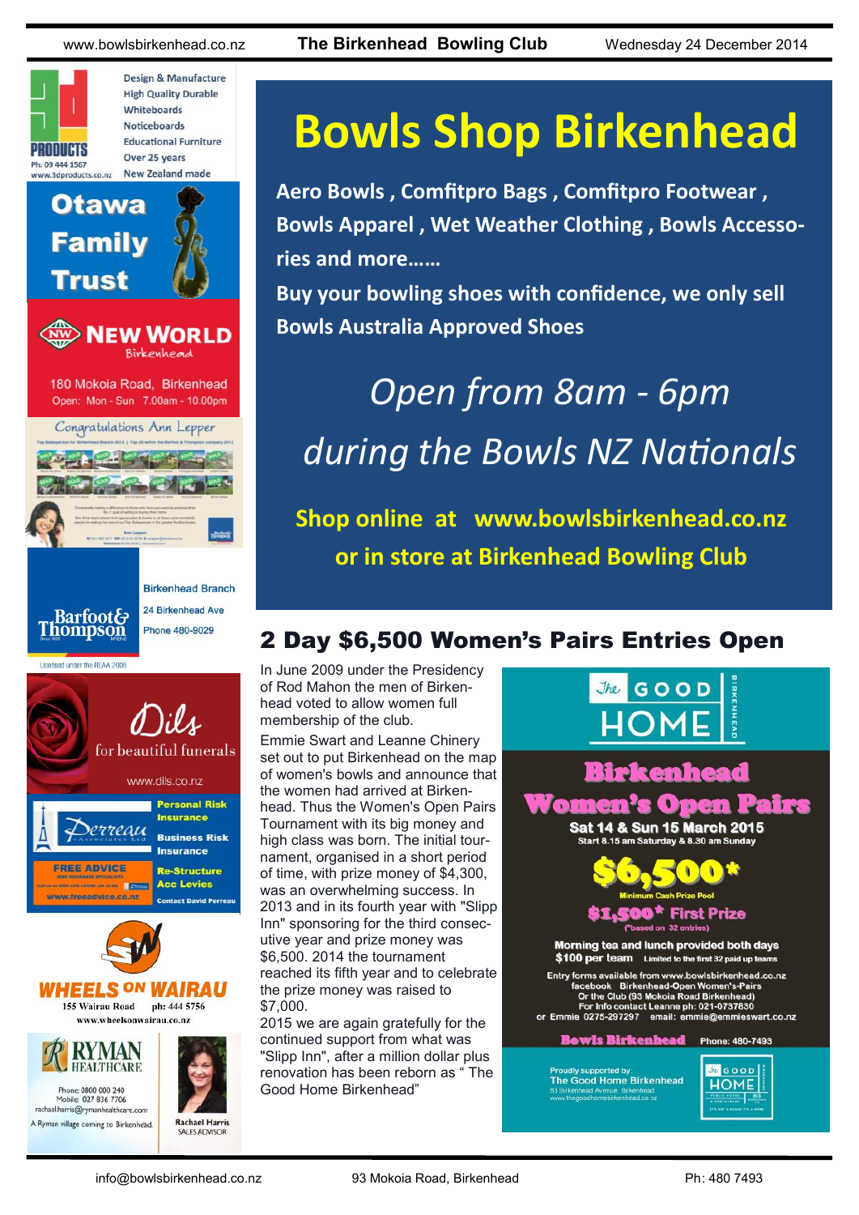# Bowls Shop Birkenhead

**Aero Bowls , Comfitpro Bags , Comfitpro Footwear , Bowls Apparel , Wet Weather Clothing , Bowls Accessories and more……**

**Buy your bowling shoes with confidence, we only sell Bowls Australia Approved Shoes**

*Open from 8am - 6pm*

*during the Bowls NZ Nationals*

**Shop online at www.bowlsbirkenhead.co.nz**

**or in store at Birkenhead Bowling Club**

## 2 Day $6,500 Women's Pairs Entries Open

In June 2009 under the Presidency of Rod Mahon the men of Birkenhead voted to allow women full membership of the club.

Emmie Swart and Leanne Chinery set out to put Birkenhead on the map of women's bowls and announce that the women had arrived at Birkenhead. Thus the Women's Open Pairs Tournament with its big money and high class was born. The initial tournament, organised in a short period of time, with prize money of $4,300, was an overwhelming success. In 2013 and in its fourth year with "Slipp Inn" sponsoring for the third consecutive year and prize money was $6,500. 2014 the tournament reached its fifth year and to celebrate the prize money was raised to $7,000.

2015 we are again gratefully for the continued support from what was "Slipp Inn", after a million dollar plus renovation has been reborn as " The Good Home Birkenhead"

The GOOD HOME BIRKENHEAD

**Birkenhead Women's Open Pairs**

**Sat 14 & Sun 15 March 2015**

Start 8.15 am Saturday & 8.30 am Sunday

**$6,500***

Minimum Cash Prize Pool

**$1,500* First Prize**

(*based on 32 entries)

Morning tea and lunch provided both days

**$100 per team** Limited to the first 32 paid up teams

Entry forms available from www.bowlsbirkenhead.co.nz
facebook Birkenhead-Open Women's-Pairs
Or the Club (93 Mokoia Road Birkenhead)
For Info contact Leanne ph: 021-0737830
or Emmie 0275-297297 email: emmie@emmieswart.co.nz

Bowls Birkenhead Phone: 480-7493

Proudly supported by:
The Good Home Birkenhead
53 Birkenhead Avenue, Birkenhead
www.thegoodhomebirkenhead.co.nz

---

Design & Manufacture
High Quality Durable
Whiteboards
Noticeboards
Educational Furniture
Over 25 years
New Zealand made

3D PRODUCTS
Ph: 09 444 1567
www.3dproducts.co.nz

Otawa Family Trust

NEW WORLD Birkenhead
180 Mokoia Road, Birkenhead
Open: Mon - Sun 7.00am - 10.00pm

Congratulations Ann Lepper

Barfoot & Thompson
Birkenhead Branch
24 Birkenhead Ave
Phone 480-9029
Licensed under the REAA 2008

Dils for beautiful funerals
www.dils.co.nz

Perreau & Associates Ltd
Personal Risk Insurance
Business Risk Insurance
Re-Structure Acc Levies
Contact David Perreau
FREE ADVICE
www.freeadvice.co.nz

WHEELS ON WAIRAU
155 Wairau Road ph: 444 5756
www.wheelsonwairau.co.nz

RYMAN HEALTHCARE
Phone: 0800 000 240
Mobile: 027 836 7706
rachaelharris@rymanhealthcare.com
A Ryman village coming to Birkenhead
Rachael Harris
SALES ADVISOR

info@bowlsbirkenhead.co.nz 93 Mokoia Road, Birkenhead Ph: 480 7493